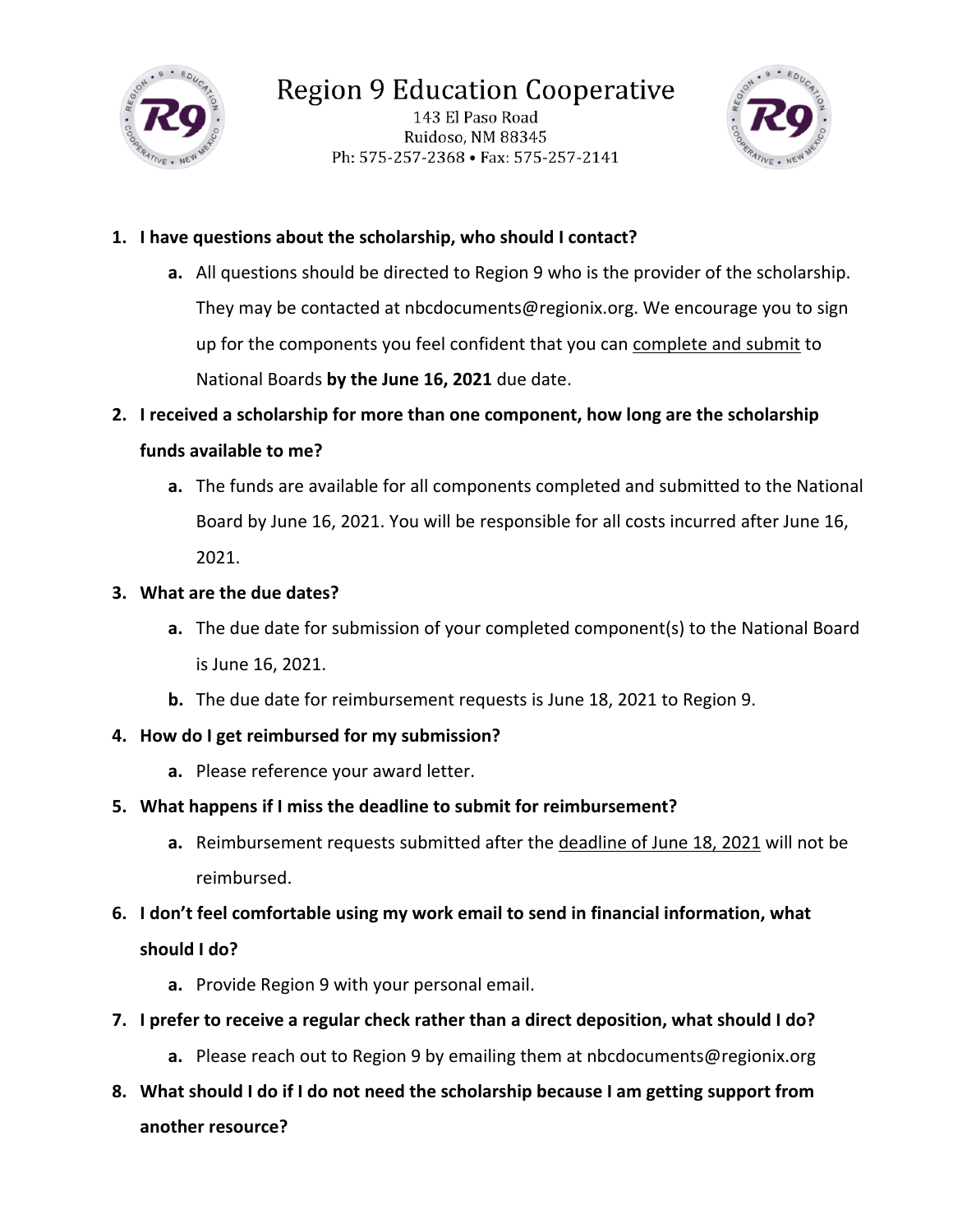# Region 9 Education Cooperative

143 El Paso Road
Ruidoso, NM 88345
Ph: 575-257-2368 • Fax: 575-257-2141

1. **I have questions about the scholarship, who should I contact?**
   - **a.** All questions should be directed to Region 9 who is the provider of the scholarship. They may be contacted at nbcdocuments@regionix.org. We encourage you to sign up for the components you feel confident that you can <u>complete and submit</u> to National Boards **by the June 16, 2021** due date.
2. **I received a scholarship for more than one component, how long are the scholarship funds available to me?**
   - **a.** The funds are available for all components completed and submitted to the National Board by June 16, 2021. You will be responsible for all costs incurred after June 16, 2021.
3. **What are the due dates?**
   - **a.** The due date for submission of your completed component(s) to the National Board is June 16, 2021.
   - **b.** The due date for reimbursement requests is June 18, 2021 to Region 9.
4. **How do I get reimbursed for my submission?**
   - **a.** Please reference your award letter.
5. **What happens if I miss the deadline to submit for reimbursement?**
   - **a.** Reimbursement requests submitted after the <u>deadline of June 18, 2021</u> will not be reimbursed.
6. **I don't feel comfortable using my work email to send in financial information, what should I do?**
   - **a.** Provide Region 9 with your personal email.
7. **I prefer to receive a regular check rather than a direct deposition, what should I do?**
   - **a.** Please reach out to Region 9 by emailing them at nbcdocuments@regionix.org
8. **What should I do if I do not need the scholarship because I am getting support from another resource?**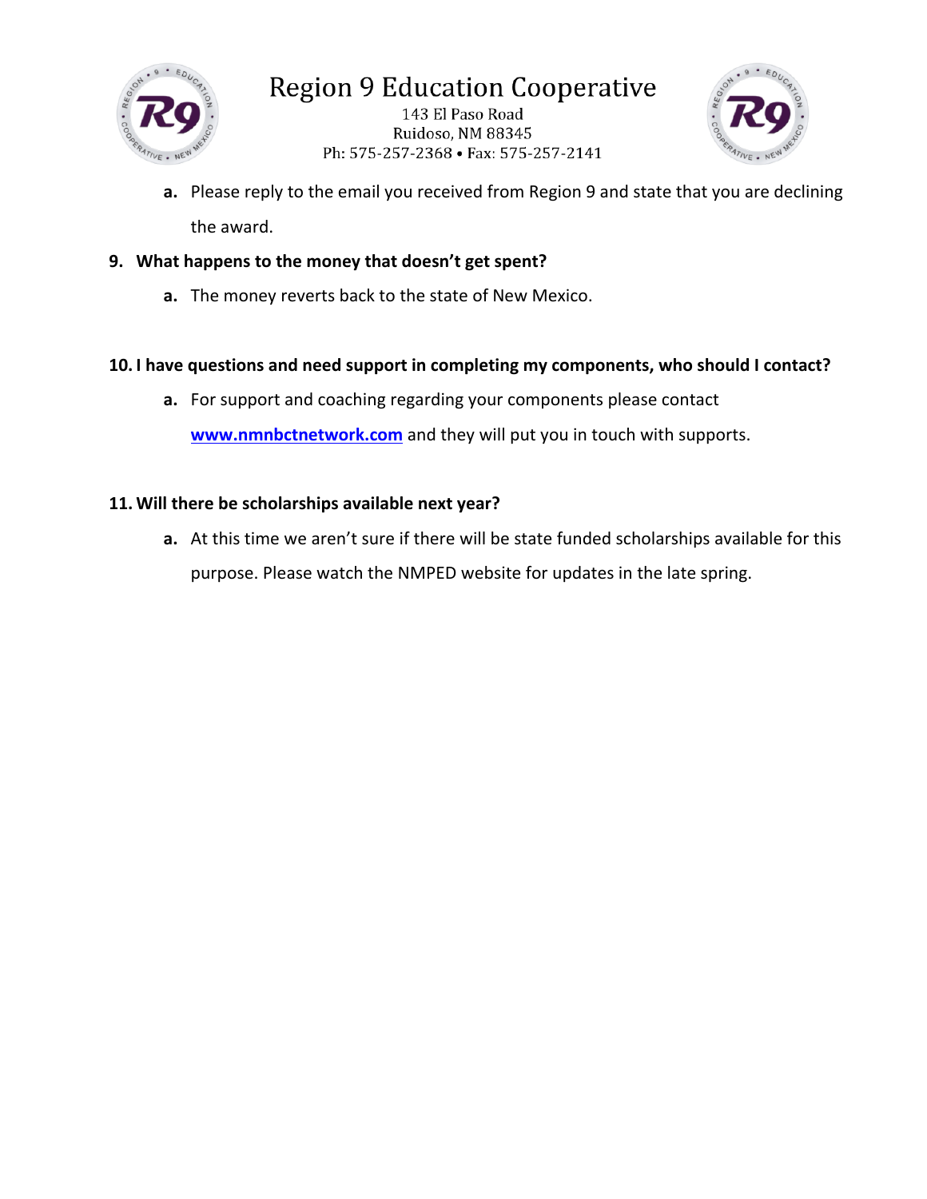a. Please reply to the email you received from Region 9 and state that you are declining the award.

**9. What happens to the money that doesn't get spent?**

a. The money reverts back to the state of New Mexico.

**10. I have questions and need support in completing my components, who should I contact?**

a. For support and coaching regarding your components please contact **[www.nmnbctnetwork.com](http://www.nmnbctnetwork.com)** and they will put you in touch with supports.

**11. Will there be scholarships available next year?**

a. At this time we aren't sure if there will be state funded scholarships available for this purpose. Please watch the NMPED website for updates in the late spring.